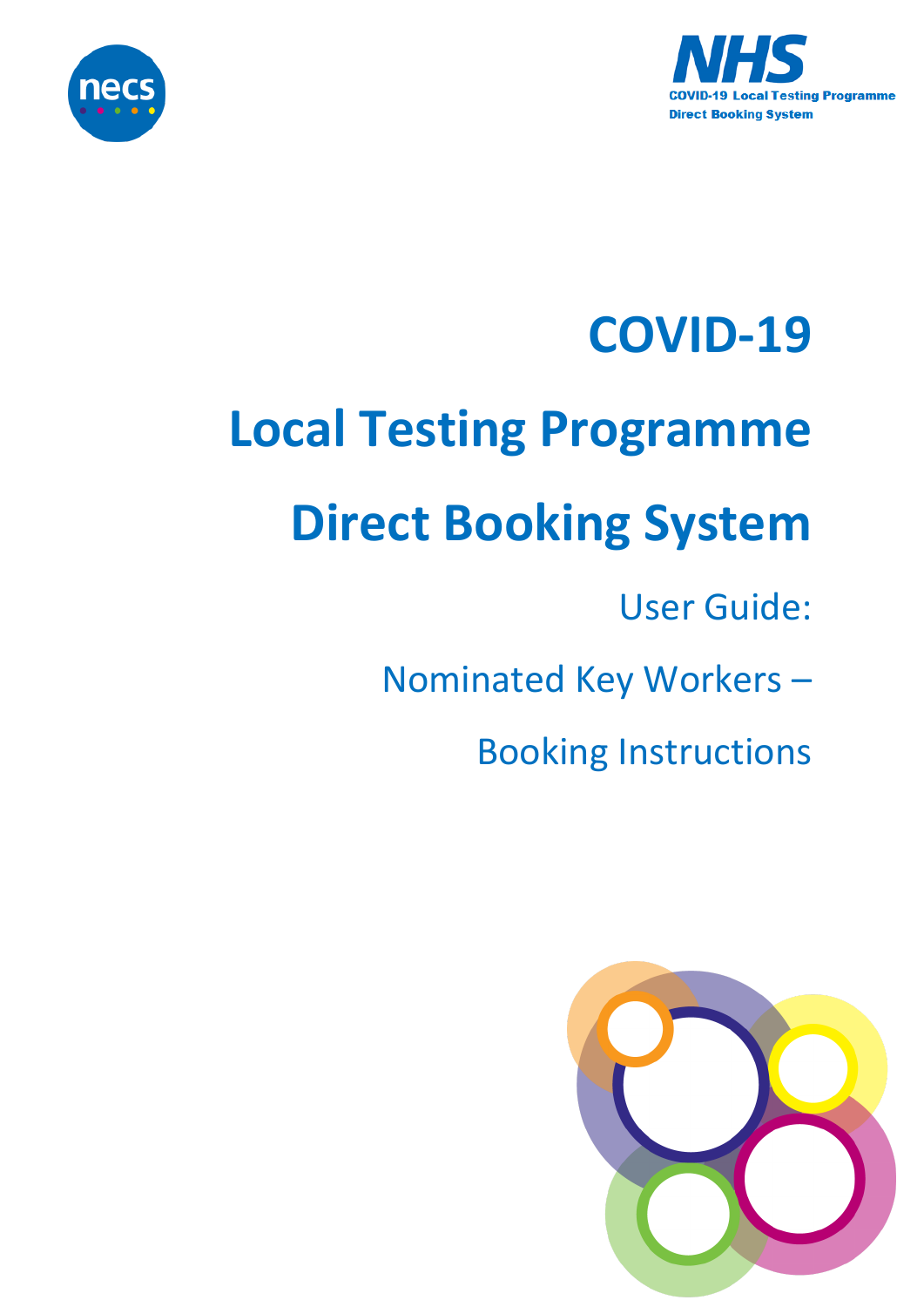necs

NHS
COVID-19 Local Testing Programme
Direct Booking System

# COVID-19

# Local Testing Programme

# Direct Booking System

## User Guide:

## Nominated Key Workers –

## Booking Instructions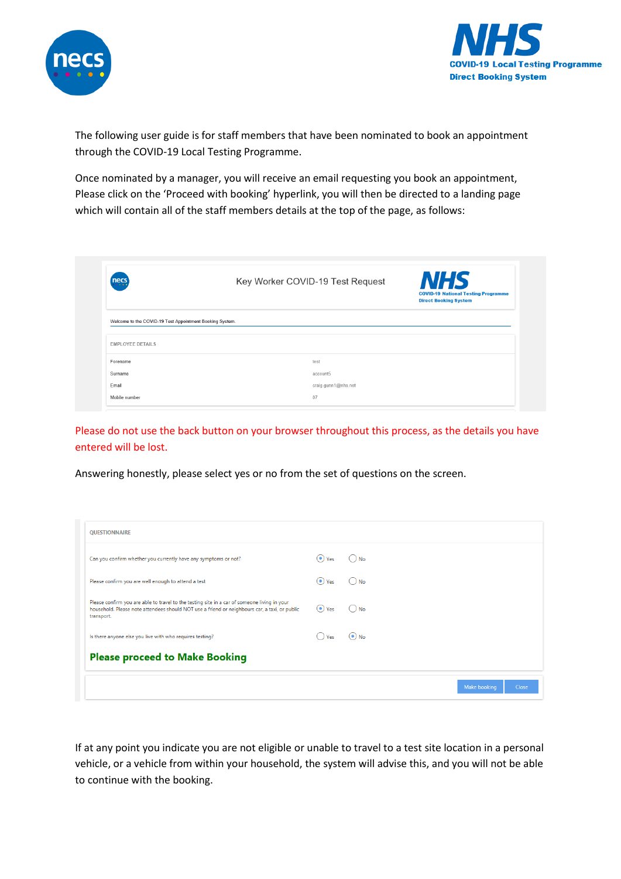The following user guide is for staff members that have been nominated to book an appointment through the COVID-19 Local Testing Programme.

Once nominated by a manager, you will receive an email requesting you book an appointment, Please click on the 'Proceed with booking' hyperlink, you will then be directed to a landing page which will contain all of the staff members details at the top of the page, as follows:

Key Worker COVID-19 Test Request

Welcome to the COVID-19 Test Appointment Booking System.

EMPLOYEE DETAILS

| | |
|---|---|
| Forename | test |
| Surname | account5 |
| Email | craig.gunn1@nhs.net |
| Mobile number | 07 |

Please do not use the back button on your browser throughout this process, as the details you have entered will be lost.

Answering honestly, please select yes or no from the set of questions on the screen.

QUESTIONNAIRE

| | | |
|---|---|---|
| Can you confirm whether you currently have any symptoms or not? | (•) Yes | ( ) No |
| Please confirm you are well enough to attend a test | (•) Yes | ( ) No |
| Please confirm you are able to travel to the testing site in a car of someone living in your household. Please note attendees should NOT use a friend or neighbours car, a taxi, or public transport. | (•) Yes | ( ) No |
| Is there anyone else you live with who requires testing? | ( ) Yes | (•) No |

**Please proceed to Make Booking**

Make booking | Close

If at any point you indicate you are not eligible or unable to travel to a test site location in a personal vehicle, or a vehicle from within your household, the system will advise this, and you will not be able to continue with the booking.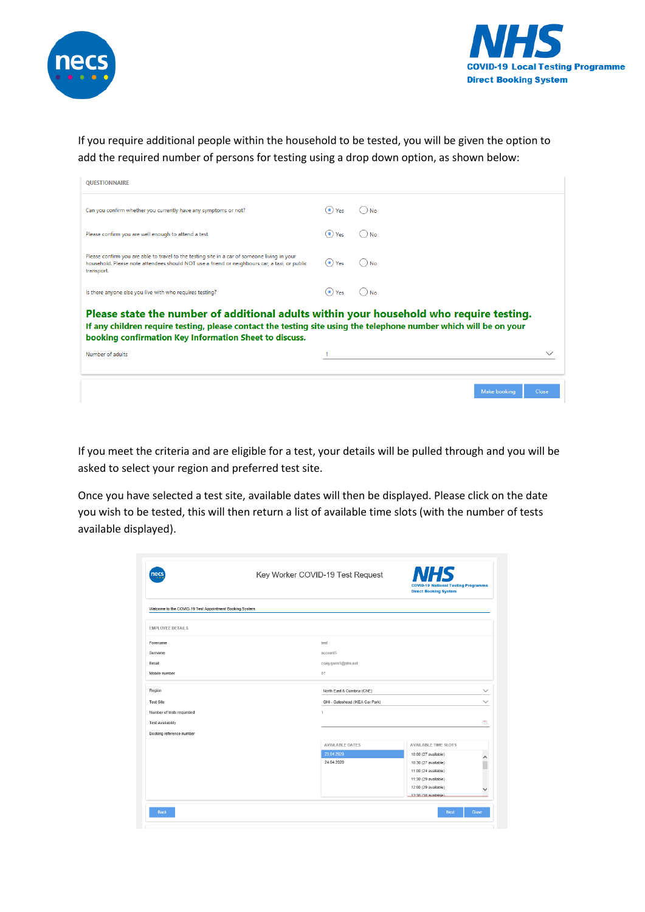If you require additional people within the household to be tested, you will be given the option to add the required number of persons for testing using a drop down option, as shown below:

QUESTIONNAIRE

Can you confirm whether you currently have any symptoms or not? Yes No

Please confirm you are well enough to attend a test Yes No

Please confirm you are able to travel to the testing site in a car of someone living in your household. Please note attendees should NOT use a friend or neighbours car, a taxi, or public transport. Yes No

Is there anyone else you live with who requires testing? Yes No

**Please state the number of additional adults within your household who require testing.**
**If any children require testing, please contact the testing site using the telephone number which will be on your booking confirmation Key Information Sheet to discuss.**

Number of adults 1

Make booking Close

If you meet the criteria and are eligible for a test, your details will be pulled through and you will be asked to select your region and preferred test site.

Once you have selected a test site, available dates will then be displayed. Please click on the date you wish to be tested, this will then return a list of available time slots (with the number of tests available displayed).

Key Worker COVID-19 Test Request

NHS COVID-19 National Testing Programme Direct Booking System

Welcome to the COVID-19 Test Appointment Booking System.

EMPLOYEE DETAILS

| | |
|---|---|
| Forename | test |
| Surname | account5 |
| Email | craig.gamet@nhs.net |
| Mobile number | 07 |

| | |
|---|---|
| Region | North East & Cumbria (CNE) |
| Test Site | GHI - Gateshead (IKEA Car Park) |
| Number of tests requested | 1 |
| Test Availability | |
| Booking reference number | |

| AVAILABLE DATES | AVAILABLE TIME SLOTS |
|---|---|
| 23.04.2020 | 10:00 (27 available) |
| 24.04.2020 | 10:30 (27 available) |
| | 11:00 (24 available) |
| | 11:30 (29 available) |
| | 12:00 (29 available) |
| | 12:30 (30 available) |

Back Next Close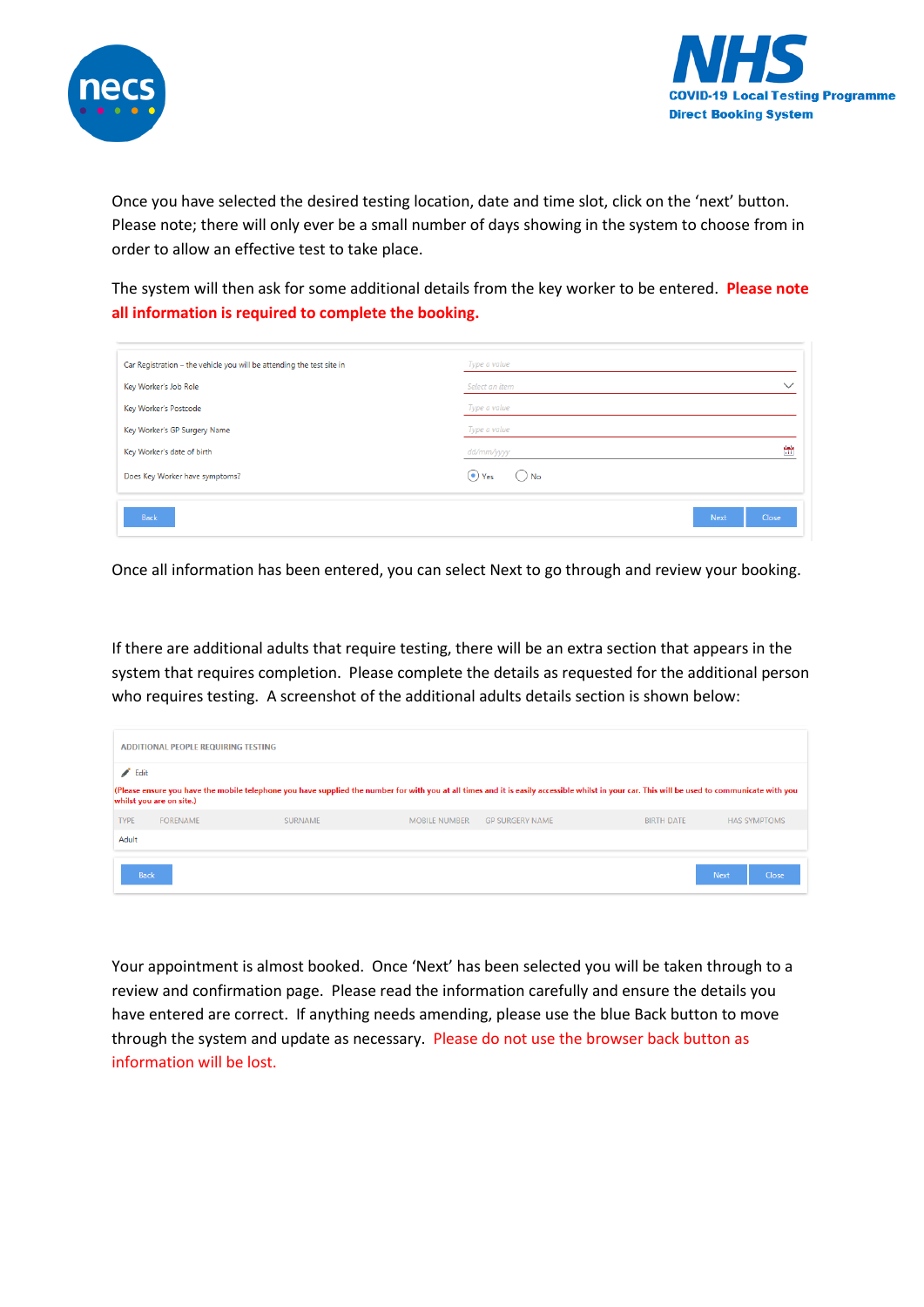Once you have selected the desired testing location, date and time slot, click on the 'next' button. Please note; there will only ever be a small number of days showing in the system to choose from in order to allow an effective test to take place.

The system will then ask for some additional details from the key worker to be entered. **Please note all information is required to complete the booking.**

| | |
|---|---|
| Car Registration – the vehicle you will be attending the test site in | Type a value |
| Key Worker's Job Role | Select an item |
| Key Worker's Postcode | Type a value |
| Key Worker's GP Surgery Name | Type a value |
| Key Worker's date of birth | dd/mm/yyyy |
| Does Key Worker have symptoms? | Yes / No |

Back | Next | Close

Once all information has been entered, you can select Next to go through and review your booking.

If there are additional adults that require testing, there will be an extra section that appears in the system that requires completion. Please complete the details as requested for the additional person who requires testing. A screenshot of the additional adults details section is shown below:

ADDITIONAL PEOPLE REQUIRING TESTING

Edit

**(Please ensure you have the mobile telephone you have supplied the number for with you at all times and it is easily accessible whilst in your car. This will be used to communicate with you whilst you are on site.)**

| TYPE | FORENAME | SURNAME | MOBILE NUMBER | GP SURGERY NAME | BIRTH DATE | HAS SYMPTOMS |
|---|---|---|---|---|---|---|
| Adult | | | | | | |

Back | Next | Close

Your appointment is almost booked. Once 'Next' has been selected you will be taken through to a review and confirmation page. Please read the information carefully and ensure the details you have entered are correct. If anything needs amending, please use the blue Back button to move through the system and update as necessary. Please do not use the browser back button as information will be lost.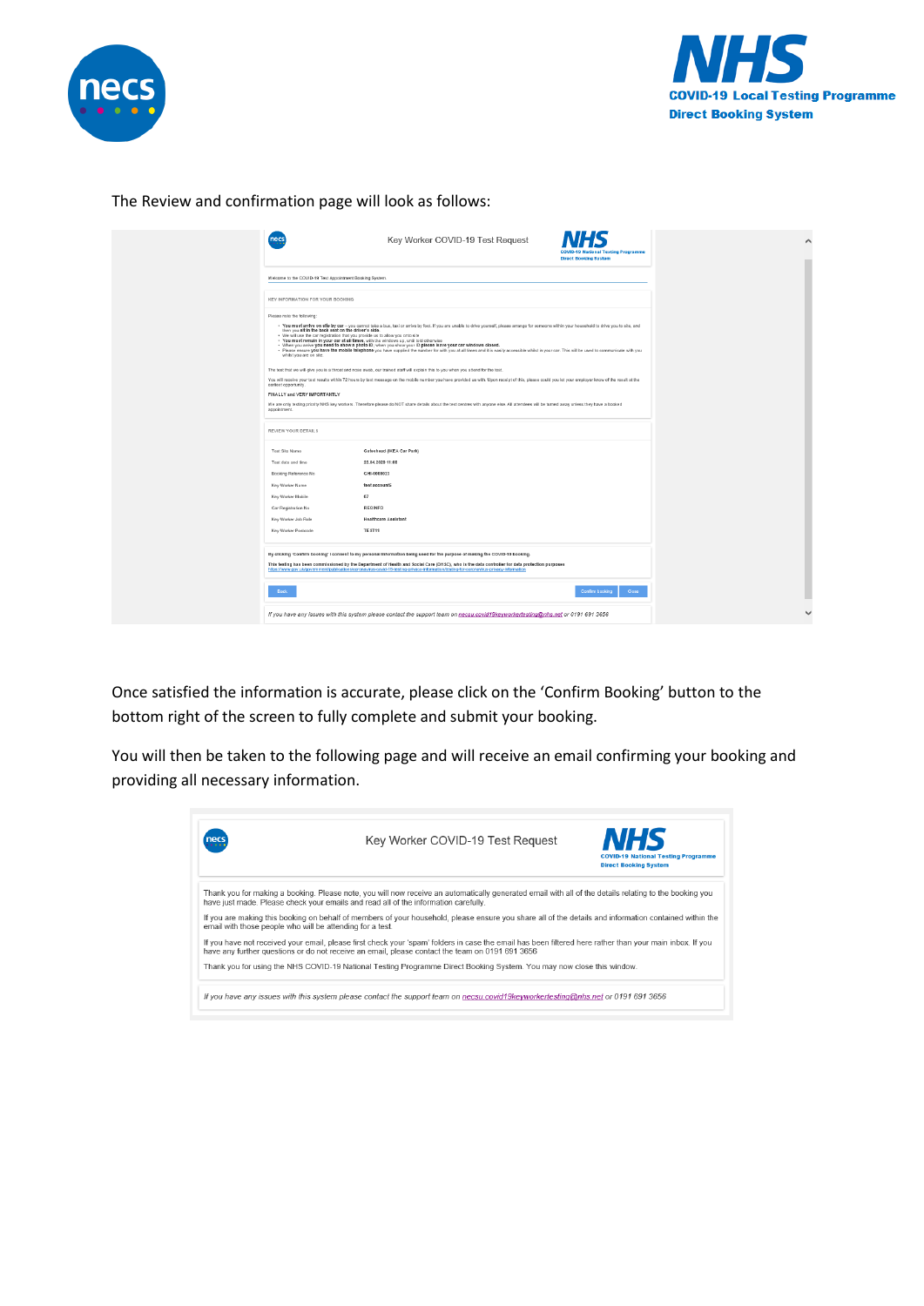The Review and confirmation page will look as follows:

Once satisfied the information is accurate, please click on the 'Confirm Booking' button to the bottom right of the screen to fully complete and submit your booking.

You will then be taken to the following page and will receive an email confirming your booking and providing all necessary information.

Key Worker COVID-19 Test Request

Thank you for making a booking. Please note, you will now receive an automatically generated email with all of the details relating to the booking you have just made. Please check your emails and read all of the information carefully.

If you are making this booking on behalf of members of your household, please ensure you share all of the details and information contained within the email with those people who will be attending for a test.

If you have not received your email, please first check your 'spam' folders in case the email has been filtered here rather than your main inbox. If you have any further questions or do not receive an email, please contact the team on 0191 691 3656

Thank you for using the NHS COVID-19 National Testing Programme Direct Booking System. You may now close this window.

*If you have any issues with this system please contact the support team on necsu.covid19keyworkertesting@nhs.net or 0191 691 3656*